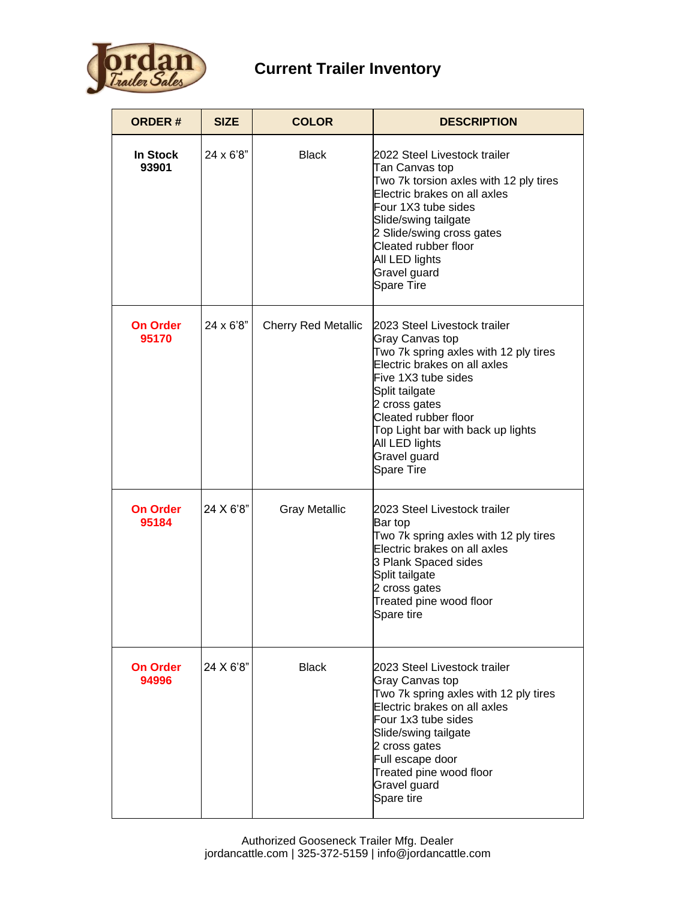# Current Trailer Inventory

| ORDER # | SIZE | COLOR | DESCRIPTION |
|---|---|---|---|
| **In Stock 93901** | 24 x 6'8" | Black | 2022 Steel Livestock trailer<br>Tan Canvas top<br>Two 7k torsion axles with 12 ply tires<br>Electric brakes on all axles<br>Four 1X3 tube sides<br>Slide/swing tailgate<br>2 Slide/swing cross gates<br>Cleated rubber floor<br>All LED lights<br>Gravel guard<br>Spare Tire |
| **On Order 95170** | 24 x 6'8" | Cherry Red Metallic | 2023 Steel Livestock trailer<br>Gray Canvas top<br>Two 7k spring axles with 12 ply tires<br>Electric brakes on all axles<br>Five 1X3 tube sides<br>Split tailgate<br>2 cross gates<br>Cleated rubber floor<br>Top Light bar with back up lights<br>All LED lights<br>Gravel guard<br>Spare Tire |
| **On Order 95184** | 24 X 6'8" | Gray Metallic | 2023 Steel Livestock trailer<br>Bar top<br>Two 7k spring axles with 12 ply tires<br>Electric brakes on all axles<br>3 Plank Spaced sides<br>Split tailgate<br>2 cross gates<br>Treated pine wood floor<br>Spare tire |
| **On Order 94996** | 24 X 6'8" | Black | 2023 Steel Livestock trailer<br>Gray Canvas top<br>Two 7k spring axles with 12 ply tires<br>Electric brakes on all axles<br>Four 1x3 tube sides<br>Slide/swing tailgate<br>2 cross gates<br>Full escape door<br>Treated pine wood floor<br>Gravel guard<br>Spare tire |

Authorized Gooseneck Trailer Mfg. Dealer
jordancattle.com | 325-372-5159 | info@jordancattle.com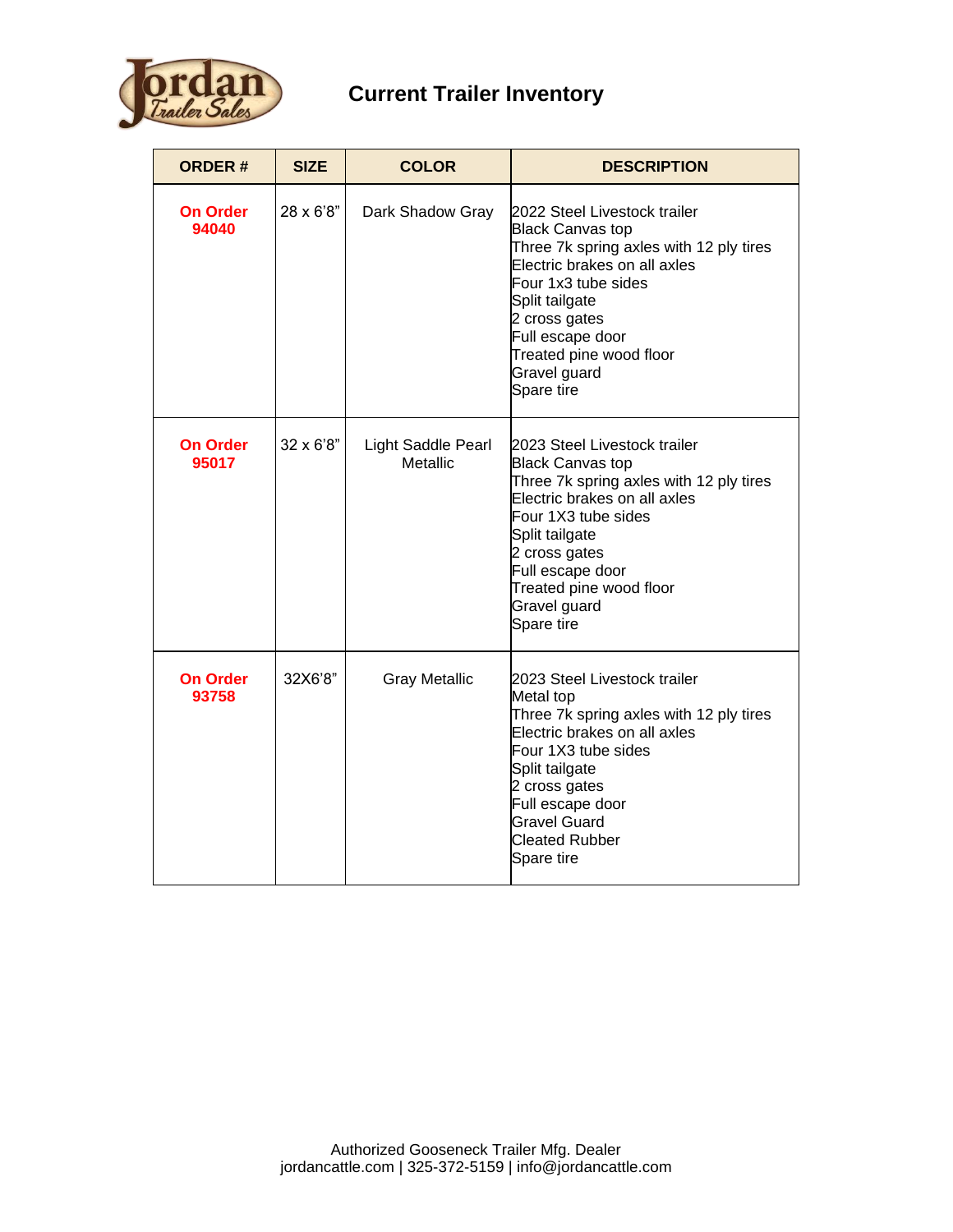# Current Trailer Inventory

| ORDER # | SIZE | COLOR | DESCRIPTION |
|---|---|---|---|
| **On Order 94040** | 28 x 6'8" | Dark Shadow Gray | 2022 Steel Livestock trailer<br>Black Canvas top<br>Three 7k spring axles with 12 ply tires<br>Electric brakes on all axles<br>Four 1x3 tube sides<br>Split tailgate<br>2 cross gates<br>Full escape door<br>Treated pine wood floor<br>Gravel guard<br>Spare tire |
| **On Order 95017** | 32 x 6'8" | Light Saddle Pearl Metallic | 2023 Steel Livestock trailer<br>Black Canvas top<br>Three 7k spring axles with 12 ply tires<br>Electric brakes on all axles<br>Four 1X3 tube sides<br>Split tailgate<br>2 cross gates<br>Full escape door<br>Treated pine wood floor<br>Gravel guard<br>Spare tire |
| **On Order 93758** | 32X6'8" | Gray Metallic | 2023 Steel Livestock trailer<br>Metal top<br>Three 7k spring axles with 12 ply tires<br>Electric brakes on all axles<br>Four 1X3 tube sides<br>Split tailgate<br>2 cross gates<br>Full escape door<br>Gravel Guard<br>Cleated Rubber<br>Spare tire |

Authorized Gooseneck Trailer Mfg. Dealer
jordancattle.com | 325-372-5159 | info@jordancattle.com